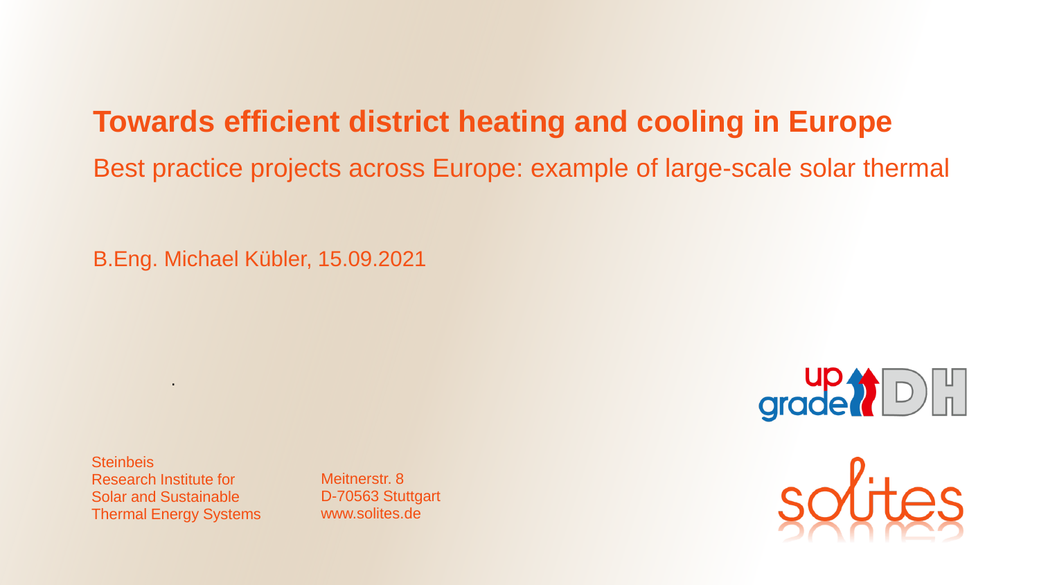# Towards efficient district heating and cooling in Europe

## Best practice projects across Europe: example of large-scale solar thermal

B.Eng. Michael Kübler, 15.09.2021

Steinbeis
Research Institute for
Solar and Sustainable
Thermal Energy Systems

Meitnerstr. 8
D-70563 Stuttgart
www.solites.de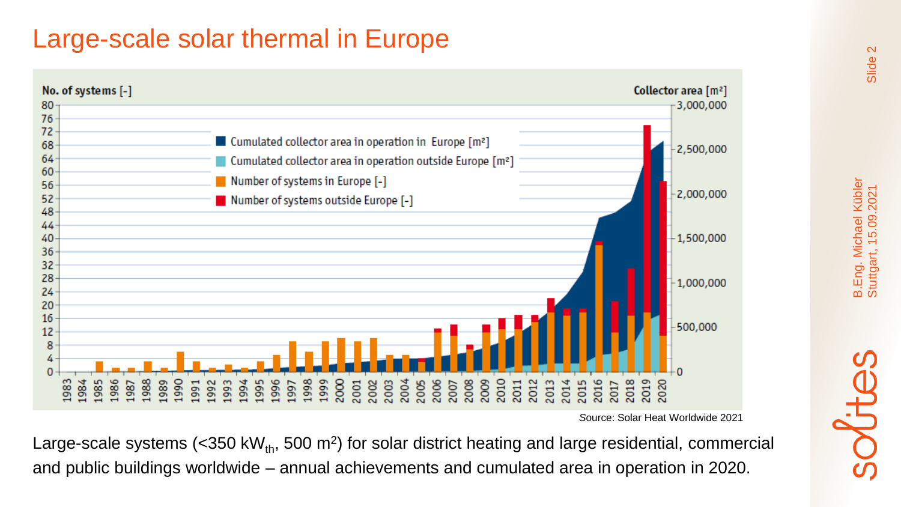# Large-scale solar thermal in Europe

Source: Solar Heat Worldwide 2021

Large-scale systems (<350 $kW_{th}$, 500 $m^2$) for solar district heating and large residential, commercial and public buildings worldwide – annual achievements and cumulated area in operation in 2020.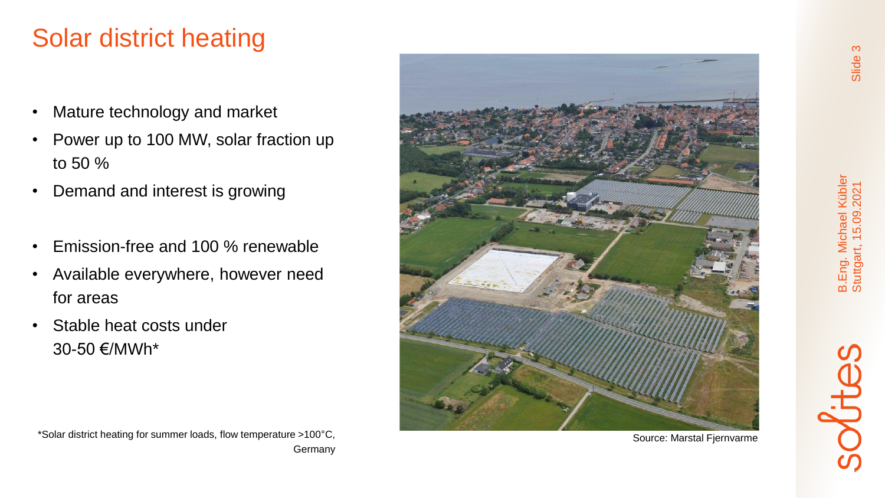# Solar district heating

- Mature technology and market
- Power up to 100 MW, solar fraction up to 50 %
- Demand and interest is growing

- Emission-free and 100 % renewable
- Available everywhere, however need for areas
- Stable heat costs under 30-50 €/MWh*

*Solar district heating for summer loads, flow temperature >100°C, Germany

Source: Marstal Fjernvarme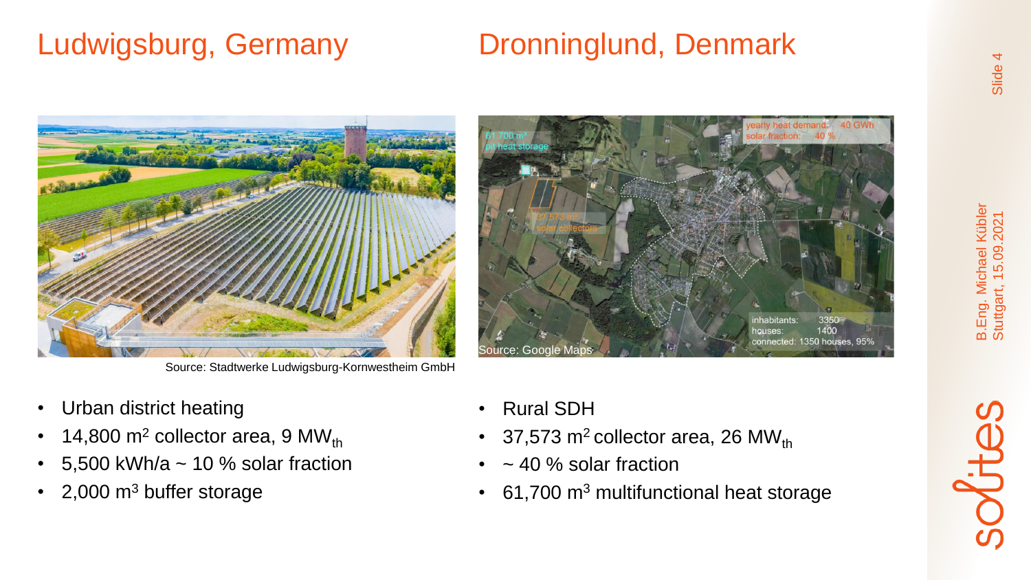## Ludwigsburg, Germany

Source: Stadtwerke Ludwigsburg-Kornwestheim GmbH

- Urban district heating
- 14,800 m$^2$ collector area, 9 MW$_{th}$
- 5,500 kWh/a ~ 10 % solar fraction
- 2,000 m$^3$ buffer storage

## Dronninglund, Denmark

Source: Google Maps

- Rural SDH
- 37,573 m$^2$ collector area, 26 MW$_{th}$
- ~ 40 % solar fraction
- 61,700 m$^3$ multifunctional heat storage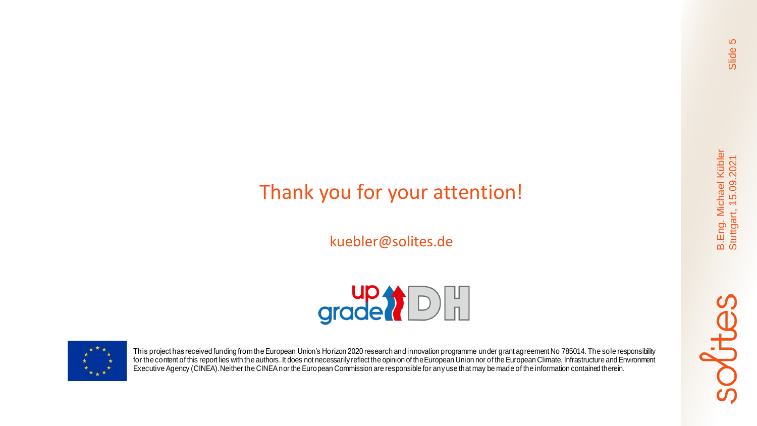# Thank you for your attention!

kuebler@solites.de

This project has received funding from the European Union's Horizon 2020 research and innovation programme under grant agreement No 785014. The sole responsibility for the content of this report lies with the authors. It does not necessarily reflect the opinion of the European Union nor of the European Climate, Infrastructure and Environment Executive Agency (CINEA). Neither the CINEA nor the European Commission are responsible for any use that may be made of the information contained therein.